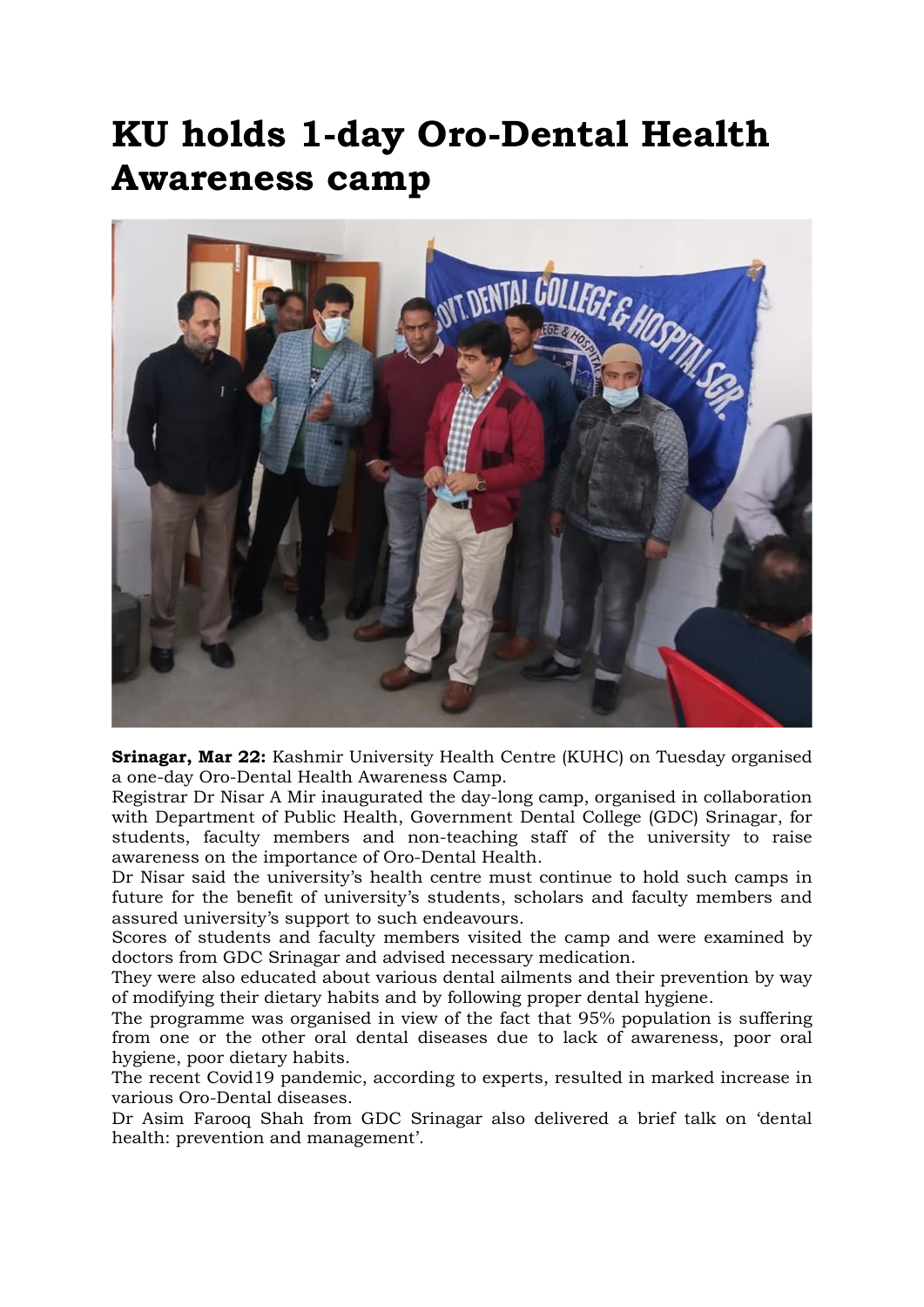# KU holds 1-day Oro-Dental Health Awareness camp

**Srinagar, Mar 22:** Kashmir University Health Centre (KUHC) on Tuesday organised a one-day Oro-Dental Health Awareness Camp.

Registrar Dr Nisar A Mir inaugurated the day-long camp, organised in collaboration with Department of Public Health, Government Dental College (GDC) Srinagar, for students, faculty members and non-teaching staff of the university to raise awareness on the importance of Oro-Dental Health.

Dr Nisar said the university's health centre must continue to hold such camps in future for the benefit of university's students, scholars and faculty members and assured university's support to such endeavours.

Scores of students and faculty members visited the camp and were examined by doctors from GDC Srinagar and advised necessary medication.

They were also educated about various dental ailments and their prevention by way of modifying their dietary habits and by following proper dental hygiene.

The programme was organised in view of the fact that 95% population is suffering from one or the other oral dental diseases due to lack of awareness, poor oral hygiene, poor dietary habits.

The recent Covid19 pandemic, according to experts, resulted in marked increase in various Oro-Dental diseases.

Dr Asim Farooq Shah from GDC Srinagar also delivered a brief talk on 'dental health: prevention and management'.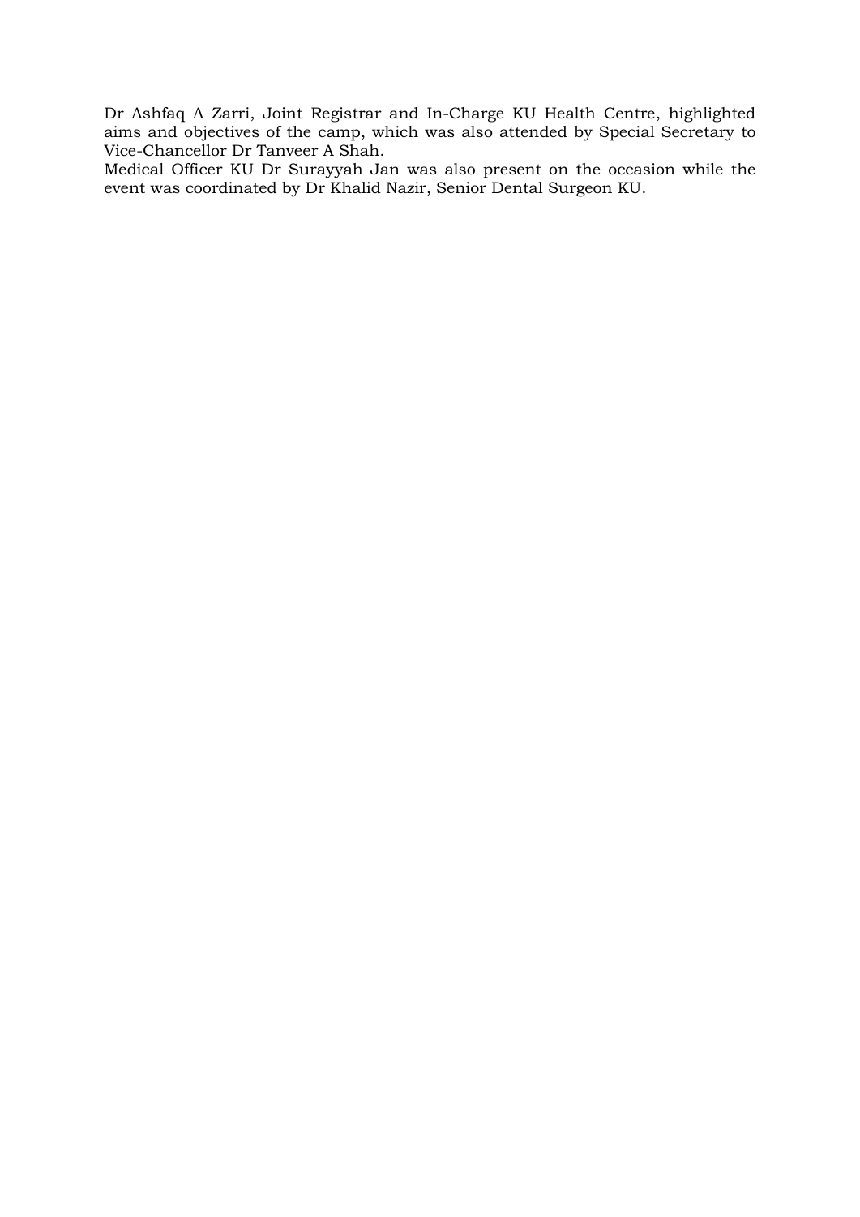Dr Ashfaq A Zarri, Joint Registrar and In-Charge KU Health Centre, highlighted aims and objectives of the camp, which was also attended by Special Secretary to Vice-Chancellor Dr Tanveer A Shah.

Medical Officer KU Dr Surayyah Jan was also present on the occasion while the event was coordinated by Dr Khalid Nazir, Senior Dental Surgeon KU.